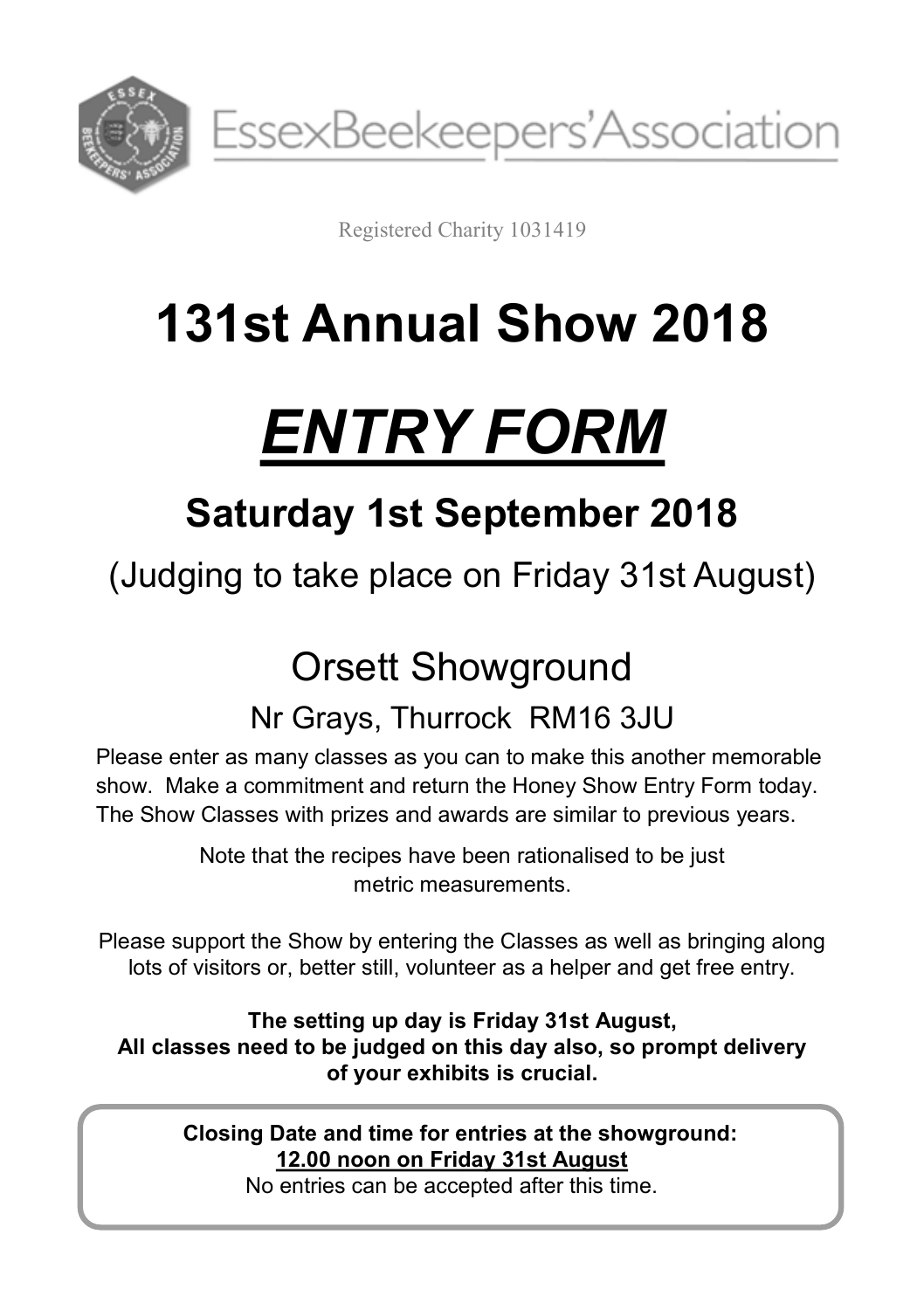EssexBeekeepers'Association

Registered Charity 1031419

# 131st Annual Show 2018

# ***ENTRY FORM***

## Saturday 1st September 2018

(Judging to take place on Friday 31st August)

## Orsett Showground

### Nr Grays, Thurrock RM16 3JU

Please enter as many classes as you can to make this another memorable show. Make a commitment and return the Honey Show Entry Form today. The Show Classes with prizes and awards are similar to previous years.

Note that the recipes have been rationalised to be just metric measurements.

Please support the Show by entering the Classes as well as bringing along lots of visitors or, better still, volunteer as a helper and get free entry.

**The setting up day is Friday 31st August,**
**All classes need to be judged on this day also, so prompt delivery of your exhibits is crucial.**

**Closing Date and time for entries at the showground:**
**12.00 noon on Friday 31st August**
No entries can be accepted after this time.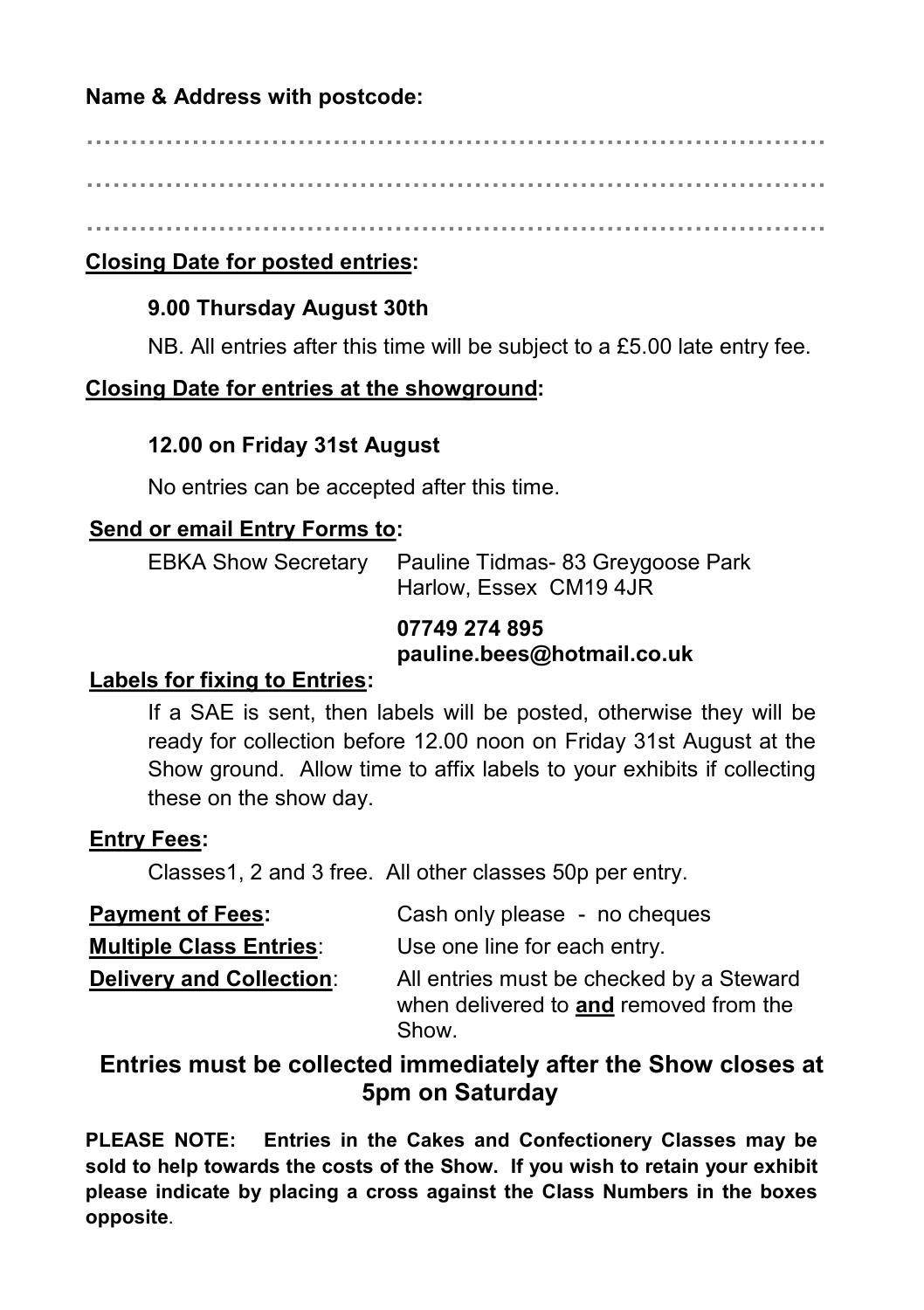**Name & Address with postcode:**

………………………………………………………………………………

………………………………………………………………………………

………………………………………………………………………………

**Closing Date for posted entries:**

**9.00 Thursday August 30th**

NB. All entries after this time will be subject to a £5.00 late entry fee.

**Closing Date for entries at the showground:**

**12.00 on Friday 31st August**

No entries can be accepted after this time.

**Send or email Entry Forms to:**

EBKA Show Secretary    Pauline Tidmas- 83 Greygoose Park
Harlow, Essex CM19 4JR

**07749 274 895**
**pauline.bees@hotmail.co.uk**

**Labels for fixing to Entries:**

If a SAE is sent, then labels will be posted, otherwise they will be ready for collection before 12.00 noon on Friday 31st August at the Show ground. Allow time to affix labels to your exhibits if collecting these on the show day.

**Entry Fees:**

Classes1, 2 and 3 free. All other classes 50p per entry.

**Payment of Fees:** Cash only please - no cheques

**Multiple Class Entries**: Use one line for each entry.

**Delivery and Collection**: All entries must be checked by a Steward when delivered to **and** removed from the Show.

## Entries must be collected immediately after the Show closes at 5pm on Saturday

**PLEASE NOTE: Entries in the Cakes and Confectionery Classes may be sold to help towards the costs of the Show. If you wish to retain your exhibit please indicate by placing a cross against the Class Numbers in the boxes opposite**.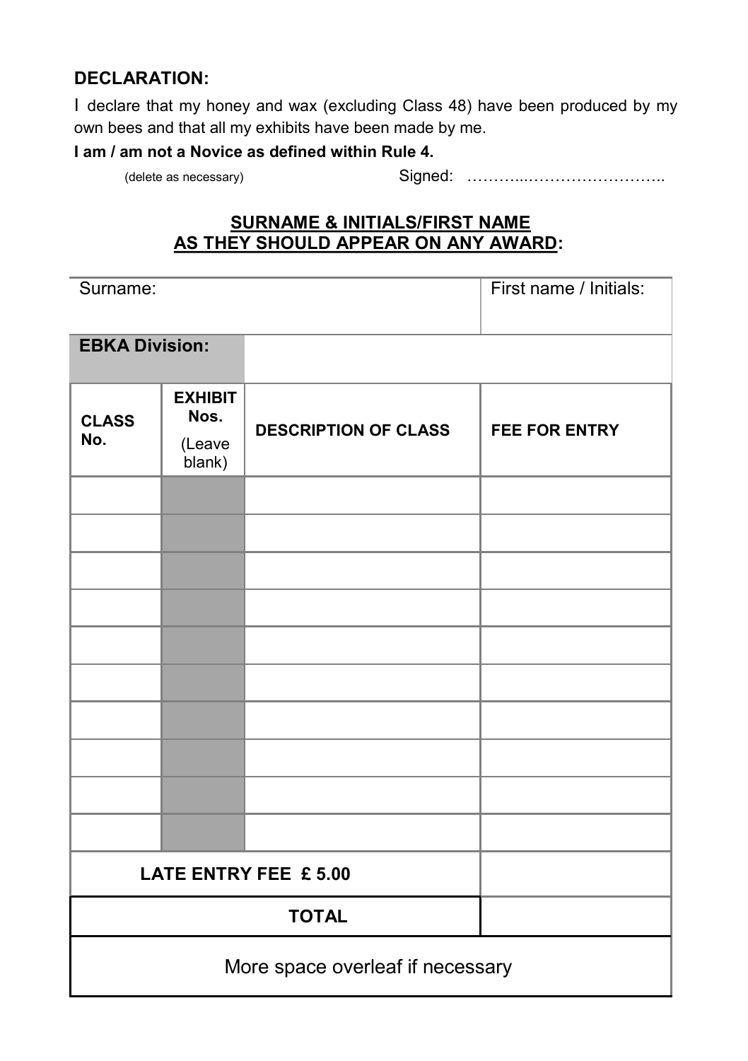**DECLARATION:**

I declare that my honey and wax (excluding Class 48) have been produced by my own bees and that all my exhibits have been made by me.

**I am / am not a Novice as defined within Rule 4.**

(delete as necessary) Signed: ………..……………………..

**SURNAME & INITIALS/FIRST NAME AS THEY SHOULD APPEAR ON ANY AWARD:**

| Surname: | | | First name / Initials: |
|---|---|---|---|
| **EBKA Division:** | | | |
| **CLASS No.** | **EXHIBIT Nos.** (Leave blank) | **DESCRIPTION OF CLASS** | **FEE FOR ENTRY** |
| | | | |
| | | | |
| | | | |
| | | | |
| | | | |
| | | | |
| | | | |
| | | | |
| | | | |
| | | | |
| **LATE ENTRY FEE £ 5.00** | | | |
| **TOTAL** | | | |
| More space overleaf if necessary | | | |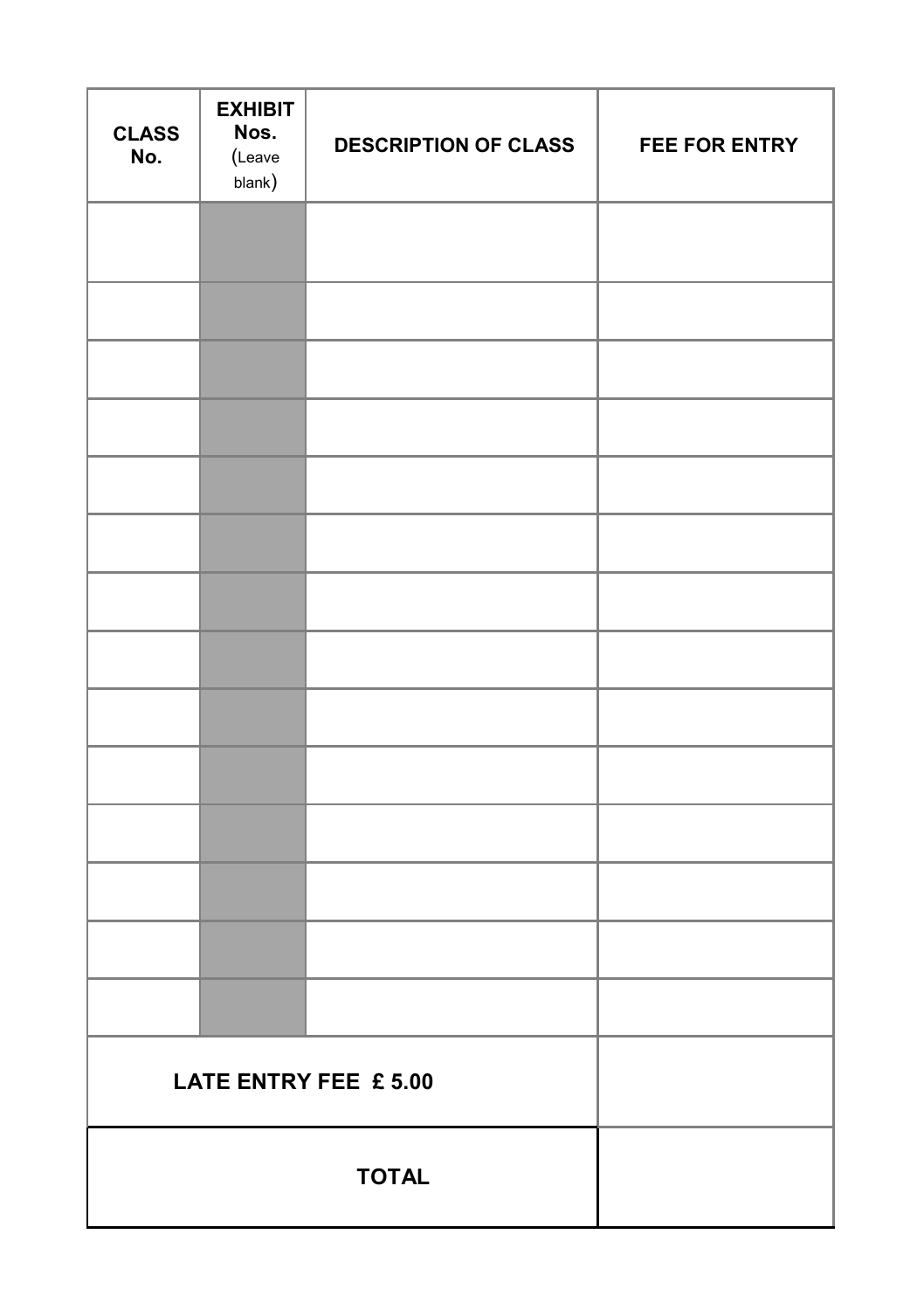| CLASS No. | EXHIBIT Nos. (Leave blank) | DESCRIPTION OF CLASS | FEE FOR ENTRY |
|---|---|---|---|
| | | | |
| | | | |
| | | | |
| | | | |
| | | | |
| | | | |
| | | | |
| | | | |
| | | | |
| | | | |
| | | | |
| | | | |
| | | | |
| | | | |
| LATE ENTRY FEE £ 5.00 | | | |
| TOTAL | | | |